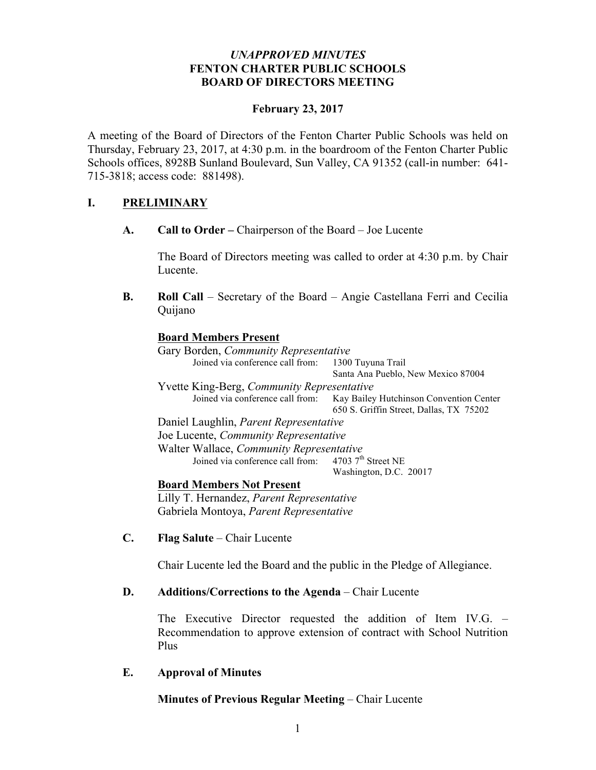*UNAPPROVED MINUTES*
**FENTON CHARTER PUBLIC SCHOOLS**
**BOARD OF DIRECTORS MEETING**

**February 23, 2017**

A meeting of the Board of Directors of the Fenton Charter Public Schools was held on Thursday, February 23, 2017, at 4:30 p.m. in the boardroom of the Fenton Charter Public Schools offices, 8928B Sunland Boulevard, Sun Valley, CA 91352 (call-in number: 641-715-3818; access code: 881498).

## I. PRELIMINARY

**A. Call to Order –** Chairperson of the Board – Joe Lucente

The Board of Directors meeting was called to order at 4:30 p.m. by Chair Lucente.

**B. Roll Call** – Secretary of the Board – Angie Castellana Ferri and Cecilia Quijano

**Board Members Present**

Gary Borden, *Community Representative*
Joined via conference call from: 1300 Tuyuna Trail, Santa Ana Pueblo, New Mexico 87004

Yvette King-Berg, *Community Representative*
Joined via conference call from: Kay Bailey Hutchinson Convention Center, 650 S. Griffin Street, Dallas, TX 75202

Daniel Laughlin, *Parent Representative*

Joe Lucente, *Community Representative*

Walter Wallace, *Community Representative*
Joined via conference call from: 4703 7th Street NE, Washington, D.C. 20017

**Board Members Not Present**

Lilly T. Hernandez, *Parent Representative*

Gabriela Montoya, *Parent Representative*

**C. Flag Salute** – Chair Lucente

Chair Lucente led the Board and the public in the Pledge of Allegiance.

**D. Additions/Corrections to the Agenda** – Chair Lucente

The Executive Director requested the addition of Item IV.G. – Recommendation to approve extension of contract with School Nutrition Plus

**E. Approval of Minutes**

**Minutes of Previous Regular Meeting** – Chair Lucente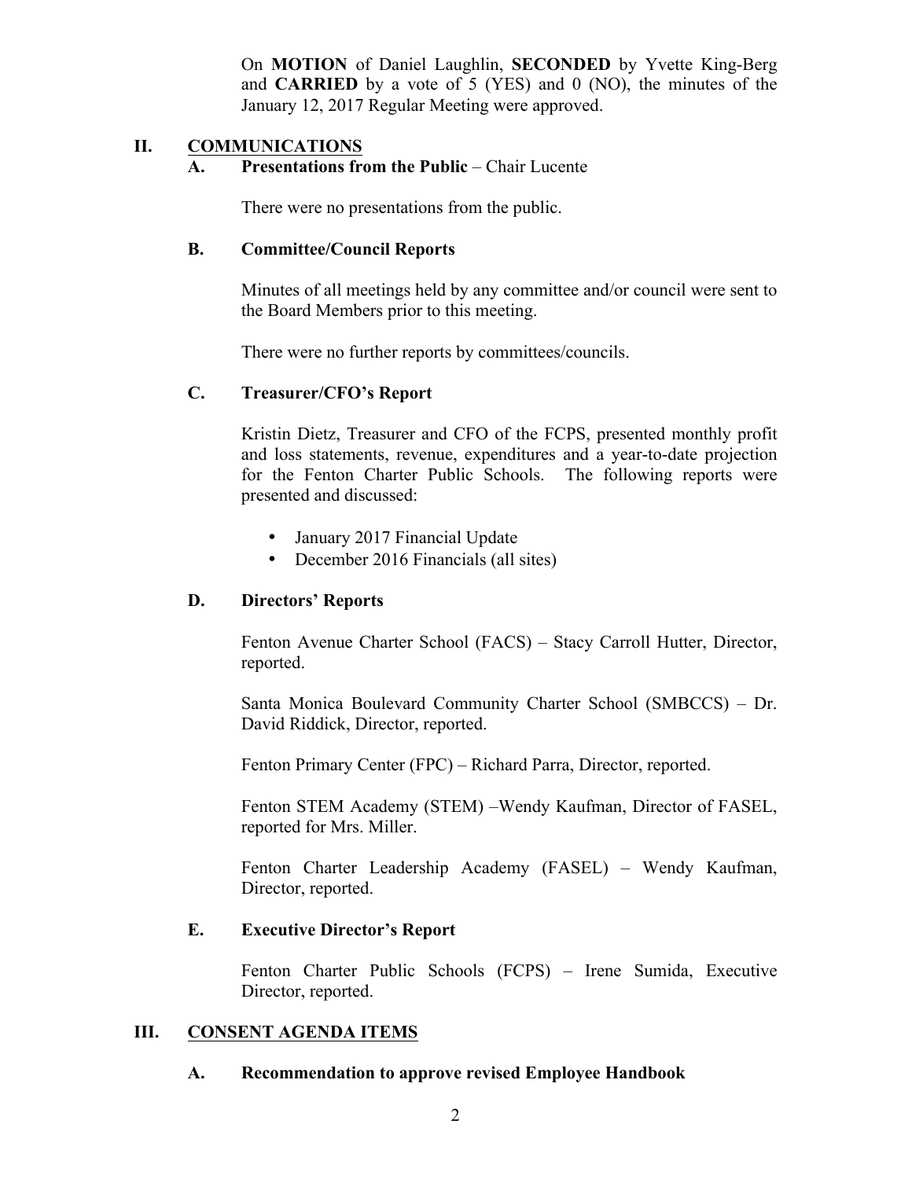On **MOTION** of Daniel Laughlin, **SECONDED** by Yvette King-Berg and **CARRIED** by a vote of 5 (YES) and 0 (NO), the minutes of the January 12, 2017 Regular Meeting were approved.

## II. COMMUNICATIONS

### A. Presentations from the Public – Chair Lucente

There were no presentations from the public.

### B. Committee/Council Reports

Minutes of all meetings held by any committee and/or council were sent to the Board Members prior to this meeting.

There were no further reports by committees/councils.

### C. Treasurer/CFO's Report

Kristin Dietz, Treasurer and CFO of the FCPS, presented monthly profit and loss statements, revenue, expenditures and a year-to-date projection for the Fenton Charter Public Schools. The following reports were presented and discussed:

- January 2017 Financial Update
- December 2016 Financials (all sites)

### D. Directors' Reports

Fenton Avenue Charter School (FACS) – Stacy Carroll Hutter, Director, reported.

Santa Monica Boulevard Community Charter School (SMBCCS) – Dr. David Riddick, Director, reported.

Fenton Primary Center (FPC) – Richard Parra, Director, reported.

Fenton STEM Academy (STEM) –Wendy Kaufman, Director of FASEL, reported for Mrs. Miller.

Fenton Charter Leadership Academy (FASEL) – Wendy Kaufman, Director, reported.

### E. Executive Director's Report

Fenton Charter Public Schools (FCPS) – Irene Sumida, Executive Director, reported.

## III. CONSENT AGENDA ITEMS

### A. Recommendation to approve revised Employee Handbook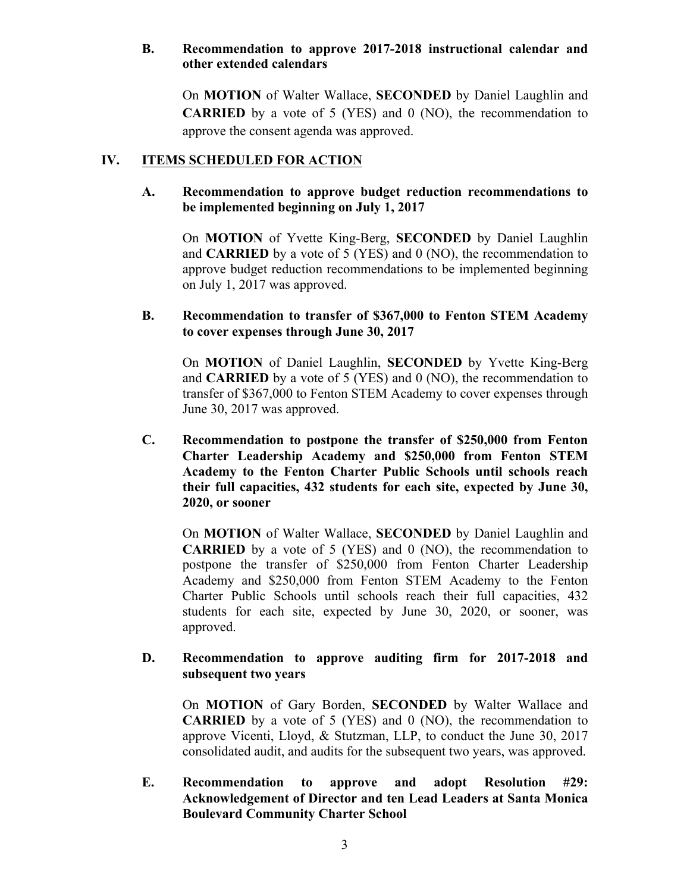**B. Recommendation to approve 2017-2018 instructional calendar and other extended calendars**

On **MOTION** of Walter Wallace, **SECONDED** by Daniel Laughlin and **CARRIED** by a vote of 5 (YES) and 0 (NO), the recommendation to approve the consent agenda was approved.

## IV. ITEMS SCHEDULED FOR ACTION

**A. Recommendation to approve budget reduction recommendations to be implemented beginning on July 1, 2017**

On **MOTION** of Yvette King-Berg, **SECONDED** by Daniel Laughlin and **CARRIED** by a vote of 5 (YES) and 0 (NO), the recommendation to approve budget reduction recommendations to be implemented beginning on July 1, 2017 was approved.

**B. Recommendation to transfer of $367,000 to Fenton STEM Academy to cover expenses through June 30, 2017**

On **MOTION** of Daniel Laughlin, **SECONDED** by Yvette King-Berg and **CARRIED** by a vote of 5 (YES) and 0 (NO), the recommendation to transfer of $367,000 to Fenton STEM Academy to cover expenses through June 30, 2017 was approved.

**C. Recommendation to postpone the transfer of $250,000 from Fenton Charter Leadership Academy and $250,000 from Fenton STEM Academy to the Fenton Charter Public Schools until schools reach their full capacities, 432 students for each site, expected by June 30, 2020, or sooner**

On **MOTION** of Walter Wallace, **SECONDED** by Daniel Laughlin and **CARRIED** by a vote of 5 (YES) and 0 (NO), the recommendation to postpone the transfer of $250,000 from Fenton Charter Leadership Academy and $250,000 from Fenton STEM Academy to the Fenton Charter Public Schools until schools reach their full capacities, 432 students for each site, expected by June 30, 2020, or sooner, was approved.

**D. Recommendation to approve auditing firm for 2017-2018 and subsequent two years**

On **MOTION** of Gary Borden, **SECONDED** by Walter Wallace and **CARRIED** by a vote of 5 (YES) and 0 (NO), the recommendation to approve Vicenti, Lloyd, & Stutzman, LLP, to conduct the June 30, 2017 consolidated audit, and audits for the subsequent two years, was approved.

**E. Recommendation to approve and adopt Resolution #29: Acknowledgement of Director and ten Lead Leaders at Santa Monica Boulevard Community Charter School**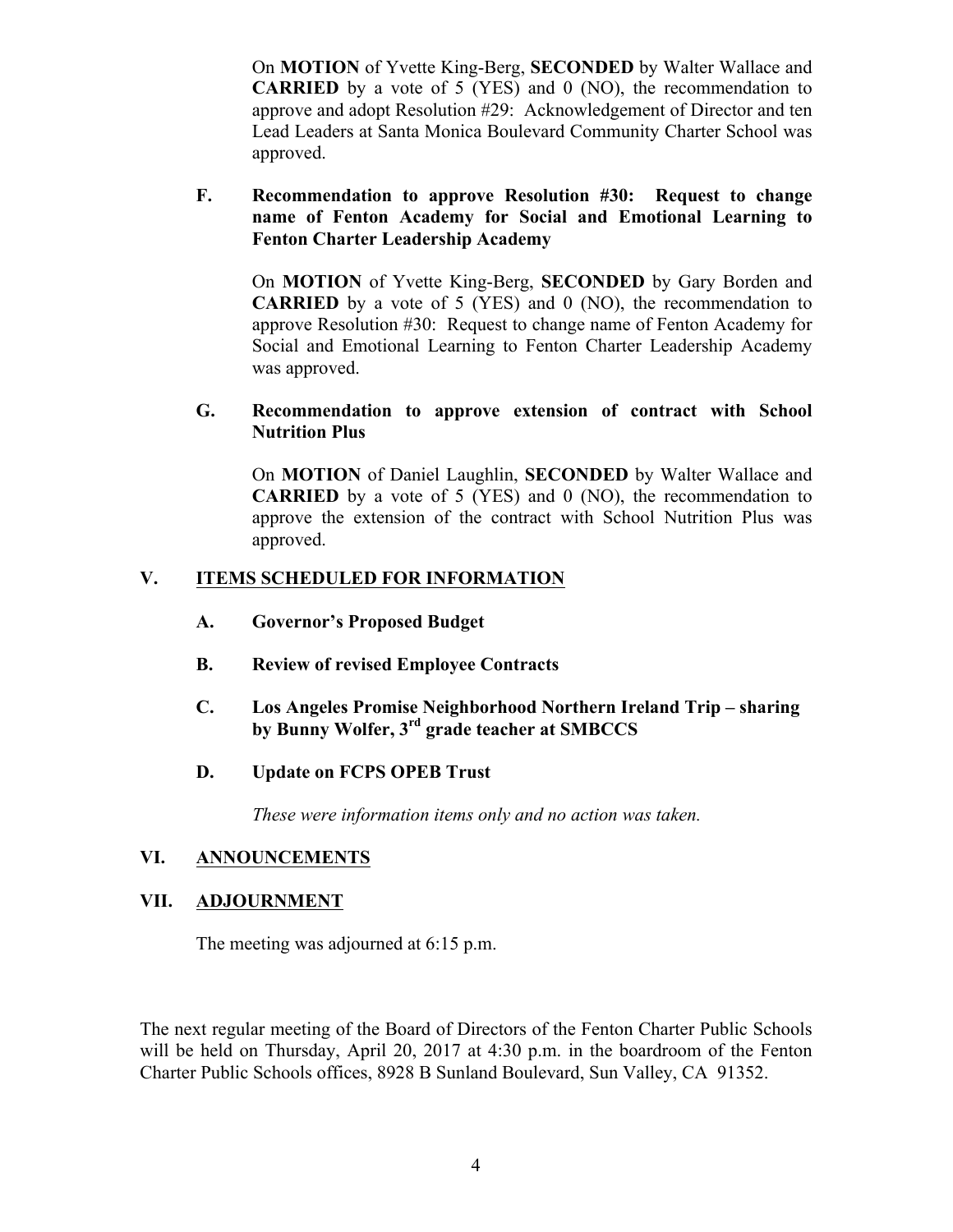On **MOTION** of Yvette King-Berg, **SECONDED** by Walter Wallace and **CARRIED** by a vote of 5 (YES) and 0 (NO), the recommendation to approve and adopt Resolution #29: Acknowledgement of Director and ten Lead Leaders at Santa Monica Boulevard Community Charter School was approved.

**F. Recommendation to approve Resolution #30: Request to change name of Fenton Academy for Social and Emotional Learning to Fenton Charter Leadership Academy**

On **MOTION** of Yvette King-Berg, **SECONDED** by Gary Borden and **CARRIED** by a vote of 5 (YES) and 0 (NO), the recommendation to approve Resolution #30: Request to change name of Fenton Academy for Social and Emotional Learning to Fenton Charter Leadership Academy was approved.

**G. Recommendation to approve extension of contract with School Nutrition Plus**

On **MOTION** of Daniel Laughlin, **SECONDED** by Walter Wallace and **CARRIED** by a vote of 5 (YES) and 0 (NO), the recommendation to approve the extension of the contract with School Nutrition Plus was approved.

## V. ITEMS SCHEDULED FOR INFORMATION

**A. Governor's Proposed Budget**

**B. Review of revised Employee Contracts**

**C. Los Angeles Promise Neighborhood Northern Ireland Trip – sharing by Bunny Wolfer, 3rd grade teacher at SMBCCS**

**D. Update on FCPS OPEB Trust**

*These were information items only and no action was taken.*

## VI. ANNOUNCEMENTS

## VII. ADJOURNMENT

The meeting was adjourned at 6:15 p.m.

The next regular meeting of the Board of Directors of the Fenton Charter Public Schools will be held on Thursday, April 20, 2017 at 4:30 p.m. in the boardroom of the Fenton Charter Public Schools offices, 8928 B Sunland Boulevard, Sun Valley, CA 91352.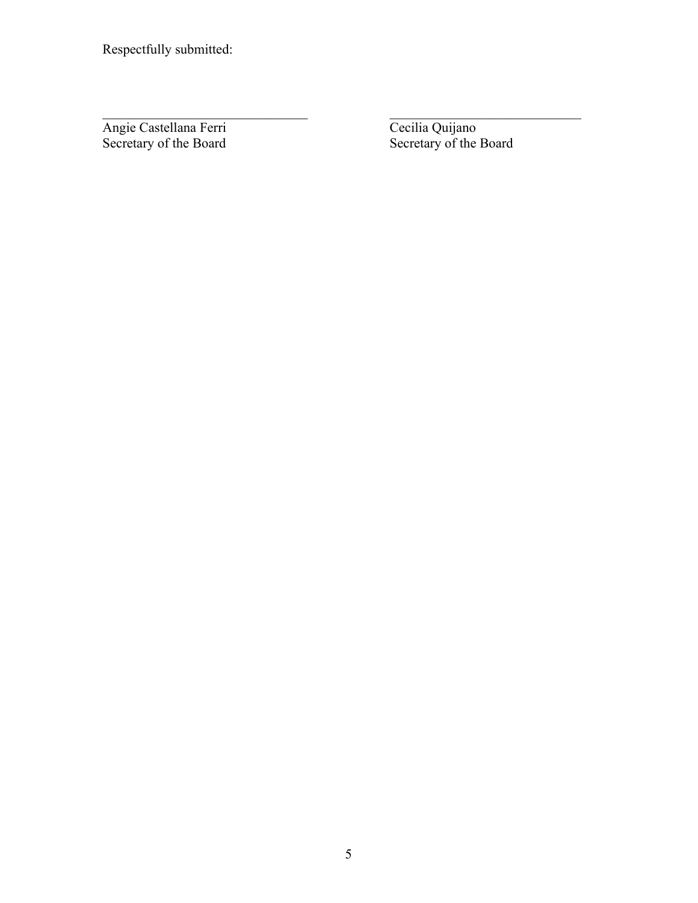Respectfully submitted:

\_\_\_\_\_\_\_\_\_\_\_\_\_\_\_\_\_\_\_\_\_\_\_\_\_\_\_\_\_\_
Angie Castellana Ferri
Secretary of the Board

\_\_\_\_\_\_\_\_\_\_\_\_\_\_\_\_\_\_\_\_\_\_\_\_\_\_\_\_\_\_
Cecilia Quijano
Secretary of the Board